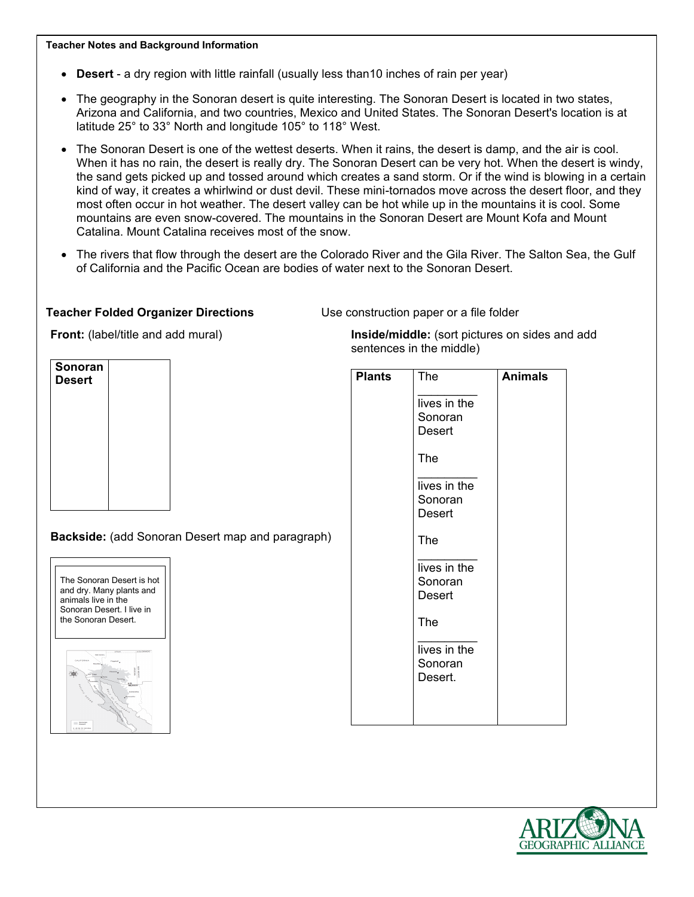**Teacher Notes and Background Information**

- **Desert** - a dry region with little rainfall (usually less than10 inches of rain per year)
- The geography in the Sonoran desert is quite interesting. The Sonoran Desert is located in two states, Arizona and California, and two countries, Mexico and United States. The Sonoran Desert's location is at latitude 25° to 33° North and longitude 105° to 118° West.
- The Sonoran Desert is one of the wettest deserts. When it rains, the desert is damp, and the air is cool. When it has no rain, the desert is really dry. The Sonoran Desert can be very hot. When the desert is windy, the sand gets picked up and tossed around which creates a sand storm. Or if the wind is blowing in a certain kind of way, it creates a whirlwind or dust devil. These mini-tornados move across the desert floor, and they most often occur in hot weather. The desert valley can be hot while up in the mountains it is cool. Some mountains are even snow-covered. The mountains in the Sonoran Desert are Mount Kofa and Mount Catalina. Mount Catalina receives most of the snow.
- The rivers that flow through the desert are the Colorado River and the Gila River. The Salton Sea, the Gulf of California and the Pacific Ocean are bodies of water next to the Sonoran Desert.

**Teacher Folded Organizer Directions** Use construction paper or a file folder

**Front:** (label/title and add mural)

| Sonoran Desert | |
|---|---|

**Backside:** (add Sonoran Desert map and paragraph)

The Sonoran Desert is hot and dry. Many plants and animals live in the Sonoran Desert. I live in the Sonoran Desert.

**Inside/middle:** (sort pictures on sides and add sentences in the middle)

| Plants | | Animals |
|---|---|---|
| | The \_\_\_\_\_\_\_\_\_ lives in the Sonoran Desert<br><br>The \_\_\_\_\_\_\_\_\_ lives in the Sonoran Desert<br><br>The \_\_\_\_\_\_\_\_\_ lives in the Sonoran Desert<br><br>The \_\_\_\_\_\_\_\_\_ lives in the Sonoran Desert. | |

ARIZONA GEOGRAPHIC ALLIANCE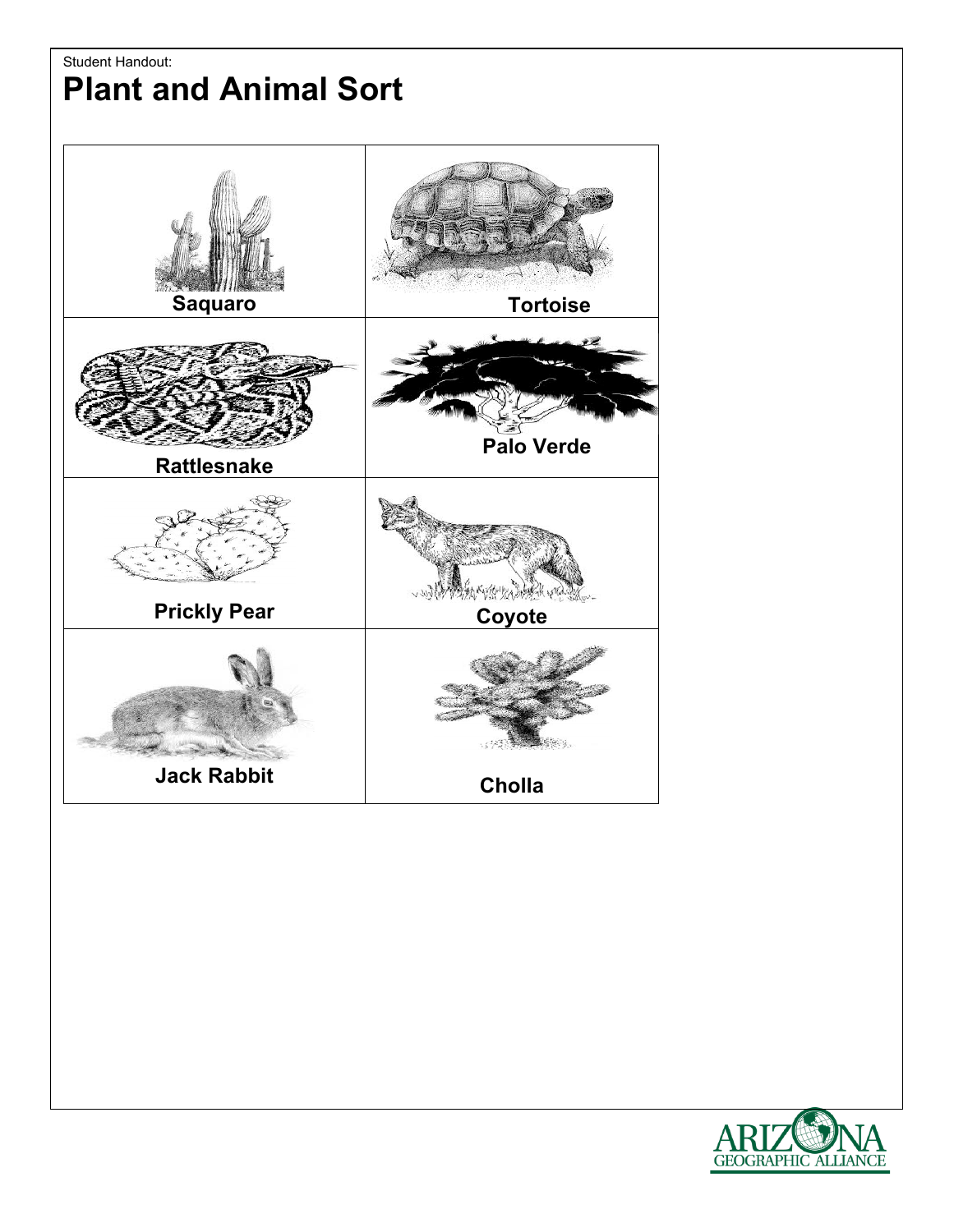Student Handout:

# Plant and Animal Sort

| | |
|---|---|
| Saquaro | Tortoise |
| Rattlesnake | Palo Verde |
| Prickly Pear | Coyote |
| Jack Rabbit | Cholla |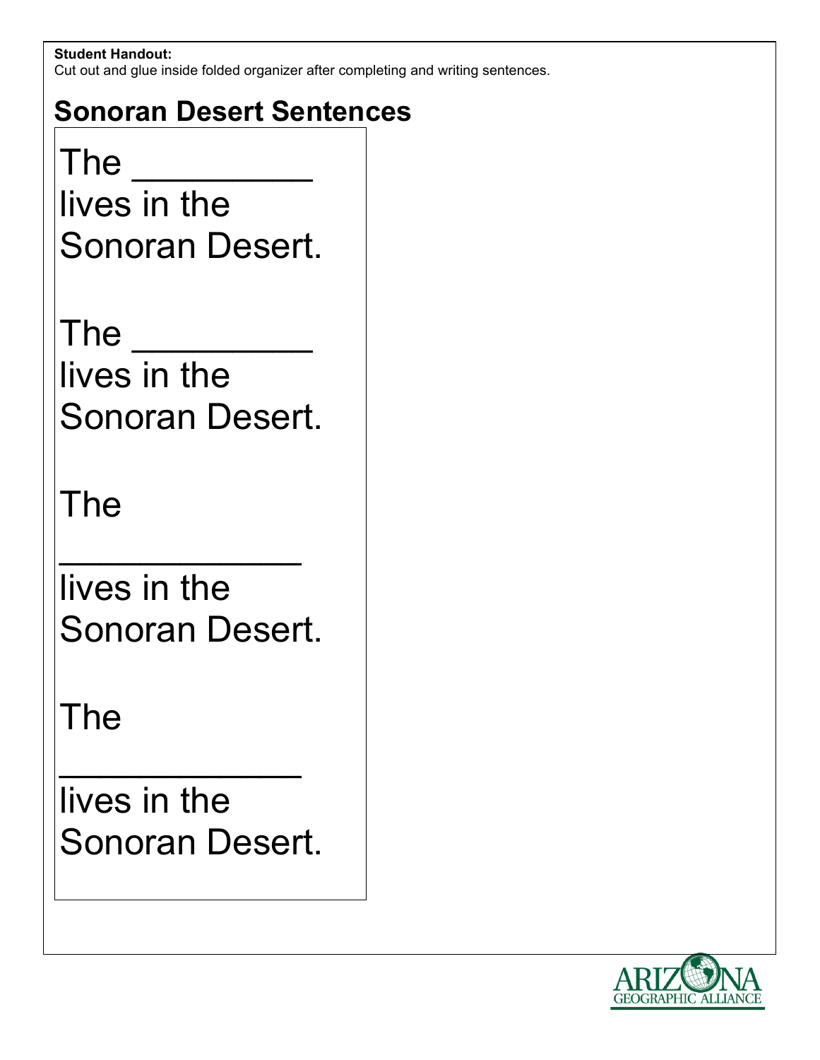**Student Handout:**
Cut out and glue inside folded organizer after completing and writing sentences.

## Sonoran Desert Sentences

The _________ lives in the Sonoran Desert.

The _________ lives in the Sonoran Desert.

The

____________
lives in the Sonoran Desert.

The

____________
lives in the Sonoran Desert.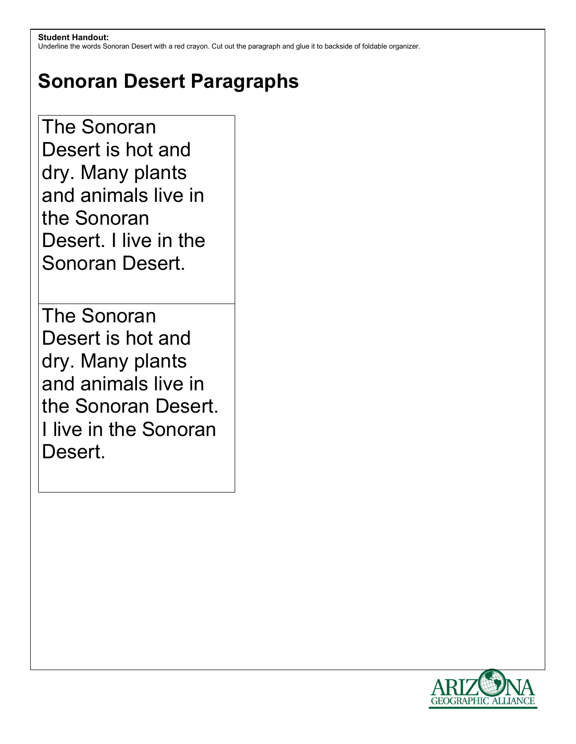**Student Handout:**
Underline the words Sonoran Desert with a red crayon. Cut out the paragraph and glue it to backside of foldable organizer.

# Sonoran Desert Paragraphs

The Sonoran Desert is hot and dry. Many plants and animals live in the Sonoran Desert. I live in the Sonoran Desert.

The Sonoran Desert is hot and dry. Many plants and animals live in the Sonoran Desert. I live in the Sonoran Desert.

ARIZONA GEOGRAPHIC ALLIANCE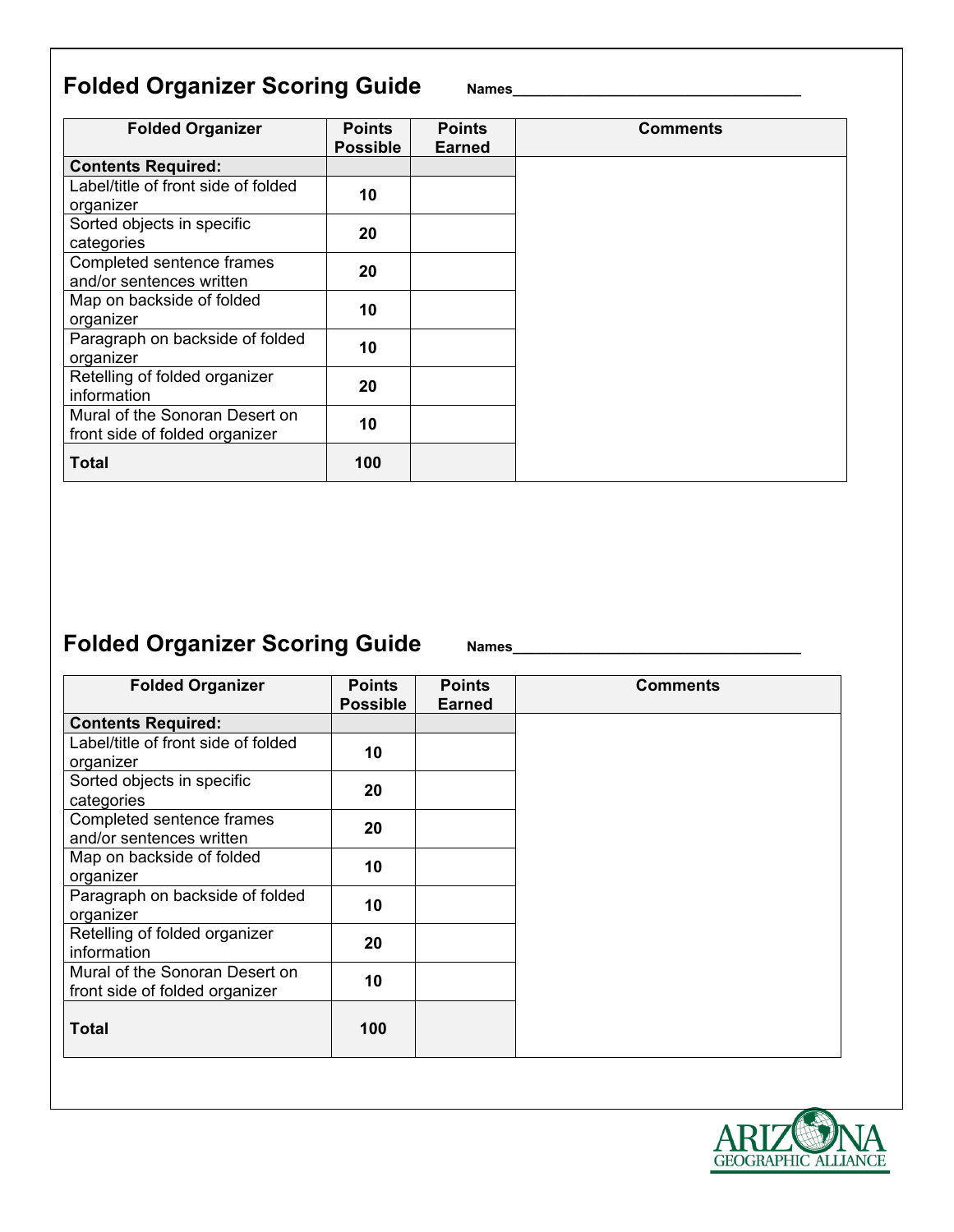## Folded Organizer Scoring Guide

Names________________________________

| Folded Organizer | Points Possible | Points Earned | Comments |
|---|---|---|---|
| **Contents Required:** | | | |
| Label/title of front side of folded organizer | **10** | | |
| Sorted objects in specific categories | **20** | | |
| Completed sentence frames and/or sentences written | **20** | | |
| Map on backside of folded organizer | **10** | | |
| Paragraph on backside of folded organizer | **10** | | |
| Retelling of folded organizer information | **20** | | |
| Mural of the Sonoran Desert on front side of folded organizer | **10** | | |
| **Total** | **100** | | |

## Folded Organizer Scoring Guide

Names________________________________

| Folded Organizer | Points Possible | Points Earned | Comments |
|---|---|---|---|
| **Contents Required:** | | | |
| Label/title of front side of folded organizer | **10** | | |
| Sorted objects in specific categories | **20** | | |
| Completed sentence frames and/or sentences written | **20** | | |
| Map on backside of folded organizer | **10** | | |
| Paragraph on backside of folded organizer | **10** | | |
| Retelling of folded organizer information | **20** | | |
| Mural of the Sonoran Desert on front side of folded organizer | **10** | | |
| **Total** | **100** | | |

ARIZONA GEOGRAPHIC ALLIANCE